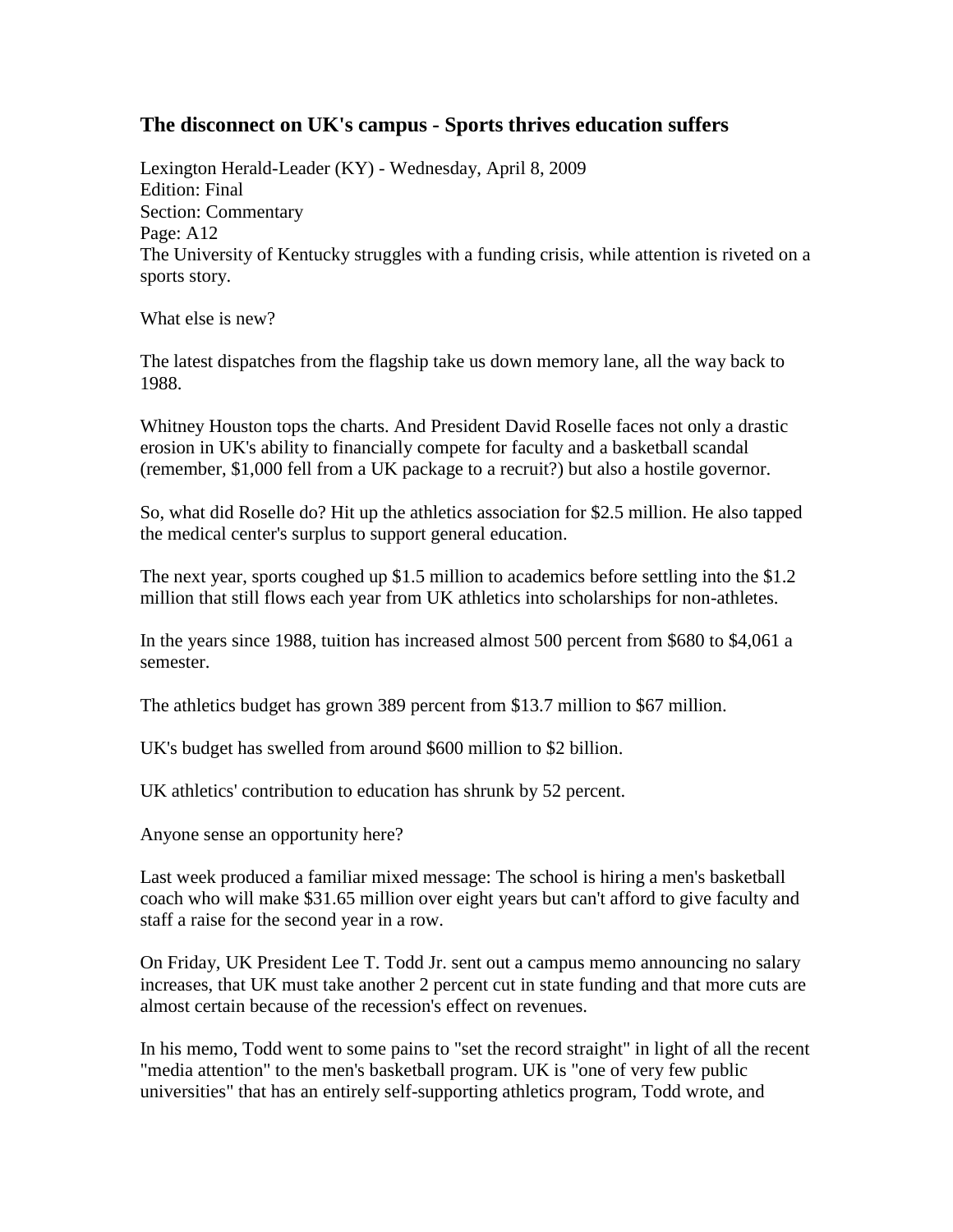## The disconnect on UK's campus - Sports thrives education suffers

Lexington Herald-Leader (KY) - Wednesday, April 8, 2009
Edition: Final
Section: Commentary
Page: A12
The University of Kentucky struggles with a funding crisis, while attention is riveted on a sports story.

What else is new?

The latest dispatches from the flagship take us down memory lane, all the way back to 1988.

Whitney Houston tops the charts. And President David Roselle faces not only a drastic erosion in UK's ability to financially compete for faculty and a basketball scandal (remember, $1,000 fell from a UK package to a recruit?) but also a hostile governor.

So, what did Roselle do? Hit up the athletics association for $2.5 million. He also tapped the medical center's surplus to support general education.

The next year, sports coughed up $1.5 million to academics before settling into the $1.2 million that still flows each year from UK athletics into scholarships for non-athletes.

In the years since 1988, tuition has increased almost 500 percent from $680 to $4,061 a semester.

The athletics budget has grown 389 percent from $13.7 million to $67 million.

UK's budget has swelled from around $600 million to $2 billion.

UK athletics' contribution to education has shrunk by 52 percent.

Anyone sense an opportunity here?

Last week produced a familiar mixed message: The school is hiring a men's basketball coach who will make $31.65 million over eight years but can't afford to give faculty and staff a raise for the second year in a row.

On Friday, UK President Lee T. Todd Jr. sent out a campus memo announcing no salary increases, that UK must take another 2 percent cut in state funding and that more cuts are almost certain because of the recession's effect on revenues.

In his memo, Todd went to some pains to "set the record straight" in light of all the recent "media attention" to the men's basketball program. UK is "one of very few public universities" that has an entirely self-supporting athletics program, Todd wrote, and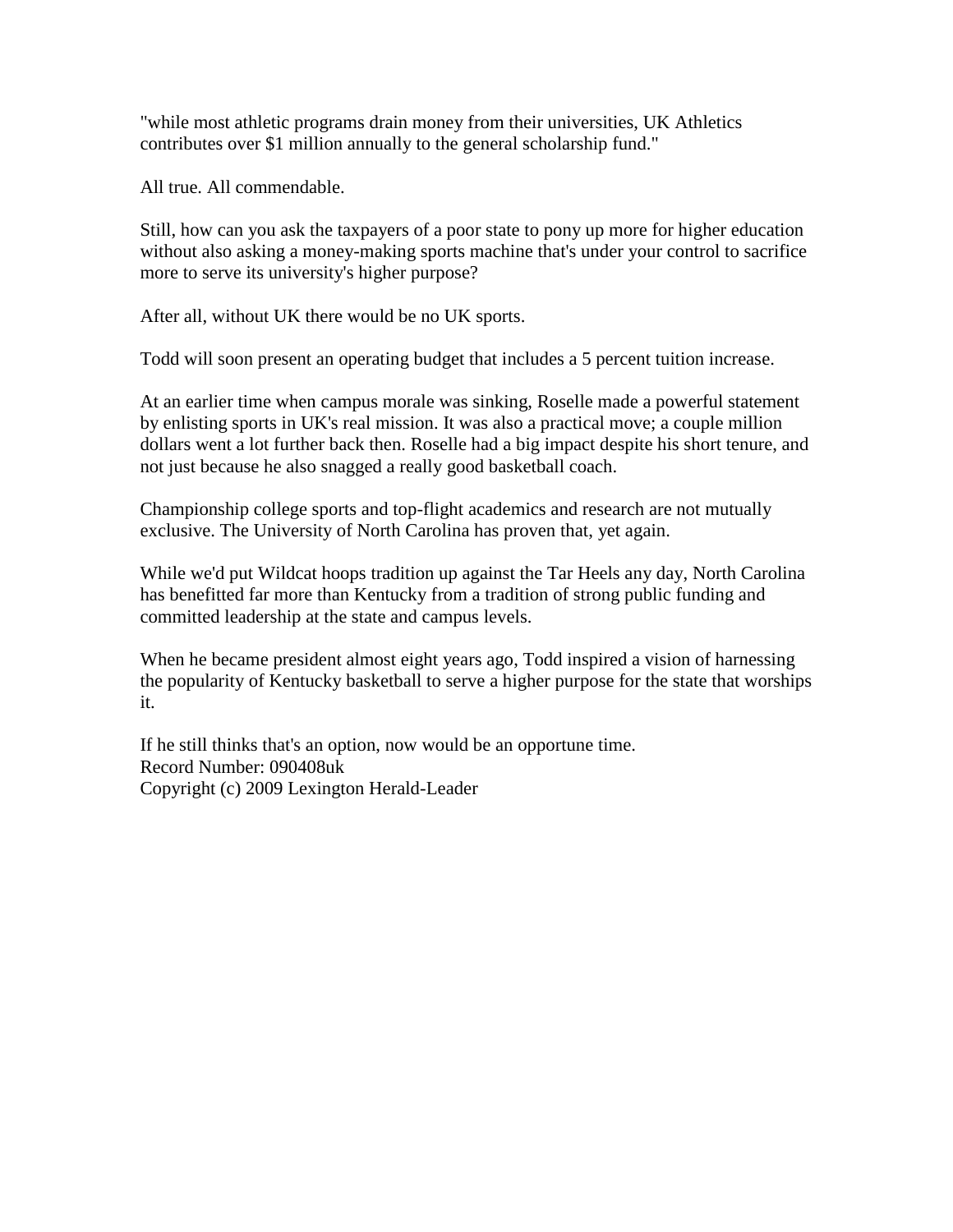"while most athletic programs drain money from their universities, UK Athletics contributes over $1 million annually to the general scholarship fund."

All true. All commendable.

Still, how can you ask the taxpayers of a poor state to pony up more for higher education without also asking a money-making sports machine that's under your control to sacrifice more to serve its university's higher purpose?

After all, without UK there would be no UK sports.

Todd will soon present an operating budget that includes a 5 percent tuition increase.

At an earlier time when campus morale was sinking, Roselle made a powerful statement by enlisting sports in UK's real mission. It was also a practical move; a couple million dollars went a lot further back then. Roselle had a big impact despite his short tenure, and not just because he also snagged a really good basketball coach.

Championship college sports and top-flight academics and research are not mutually exclusive. The University of North Carolina has proven that, yet again.

While we'd put Wildcat hoops tradition up against the Tar Heels any day, North Carolina has benefitted far more than Kentucky from a tradition of strong public funding and committed leadership at the state and campus levels.

When he became president almost eight years ago, Todd inspired a vision of harnessing the popularity of Kentucky basketball to serve a higher purpose for the state that worships it.

If he still thinks that's an option, now would be an opportune time.
Record Number: 090408uk
Copyright (c) 2009 Lexington Herald-Leader